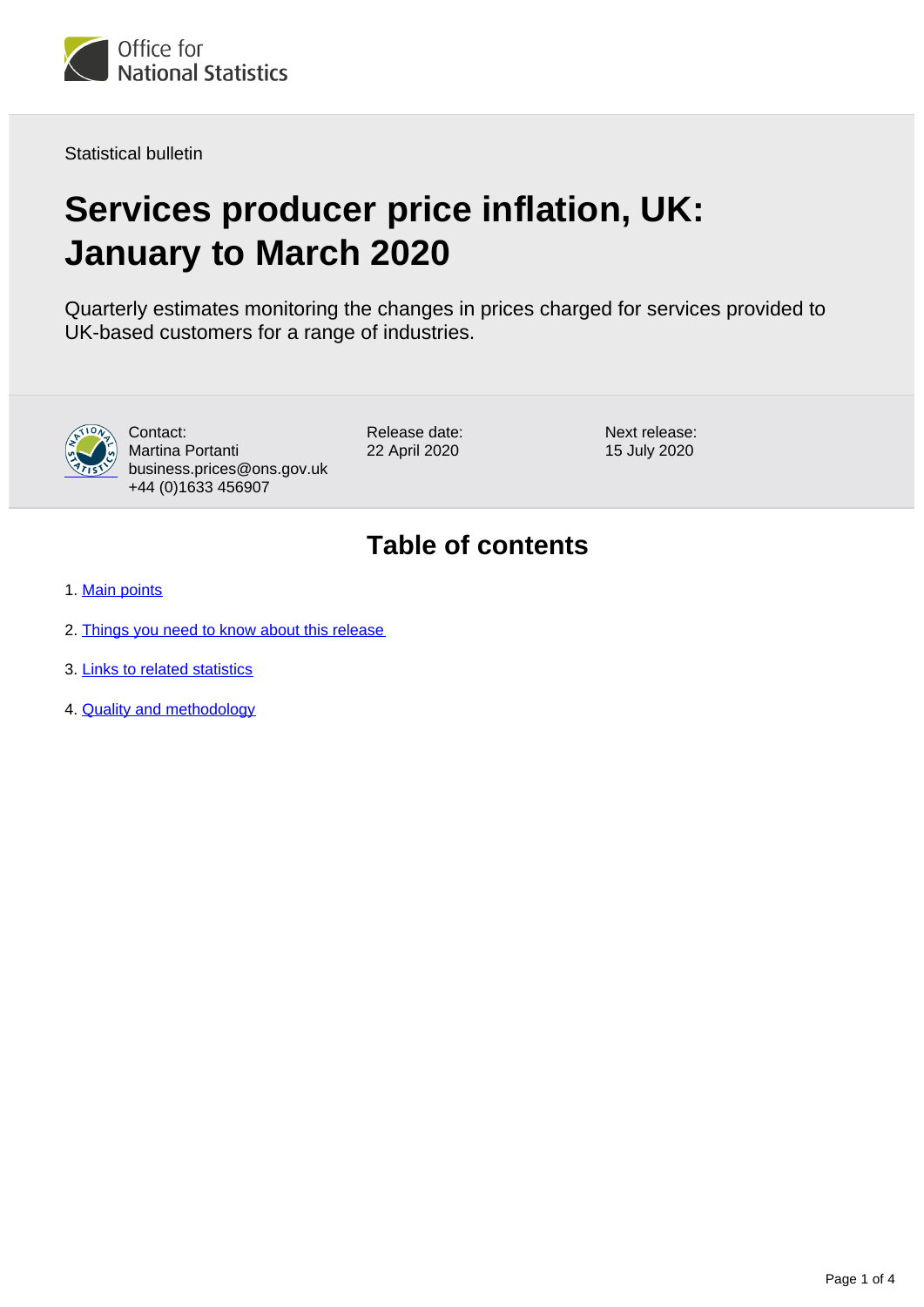Office for National Statistics

Statistical bulletin

# Services producer price inflation, UK: January to March 2020

Quarterly estimates monitoring the changes in prices charged for services provided to UK-based customers for a range of industries.

Contact:
Martina Portanti
business.prices@ons.gov.uk
+44 (0)1633 456907

Release date:
22 April 2020

Next release:
15 July 2020

## Table of contents

1. Main points
2. Things you need to know about this release
3. Links to related statistics
4. Quality and methodology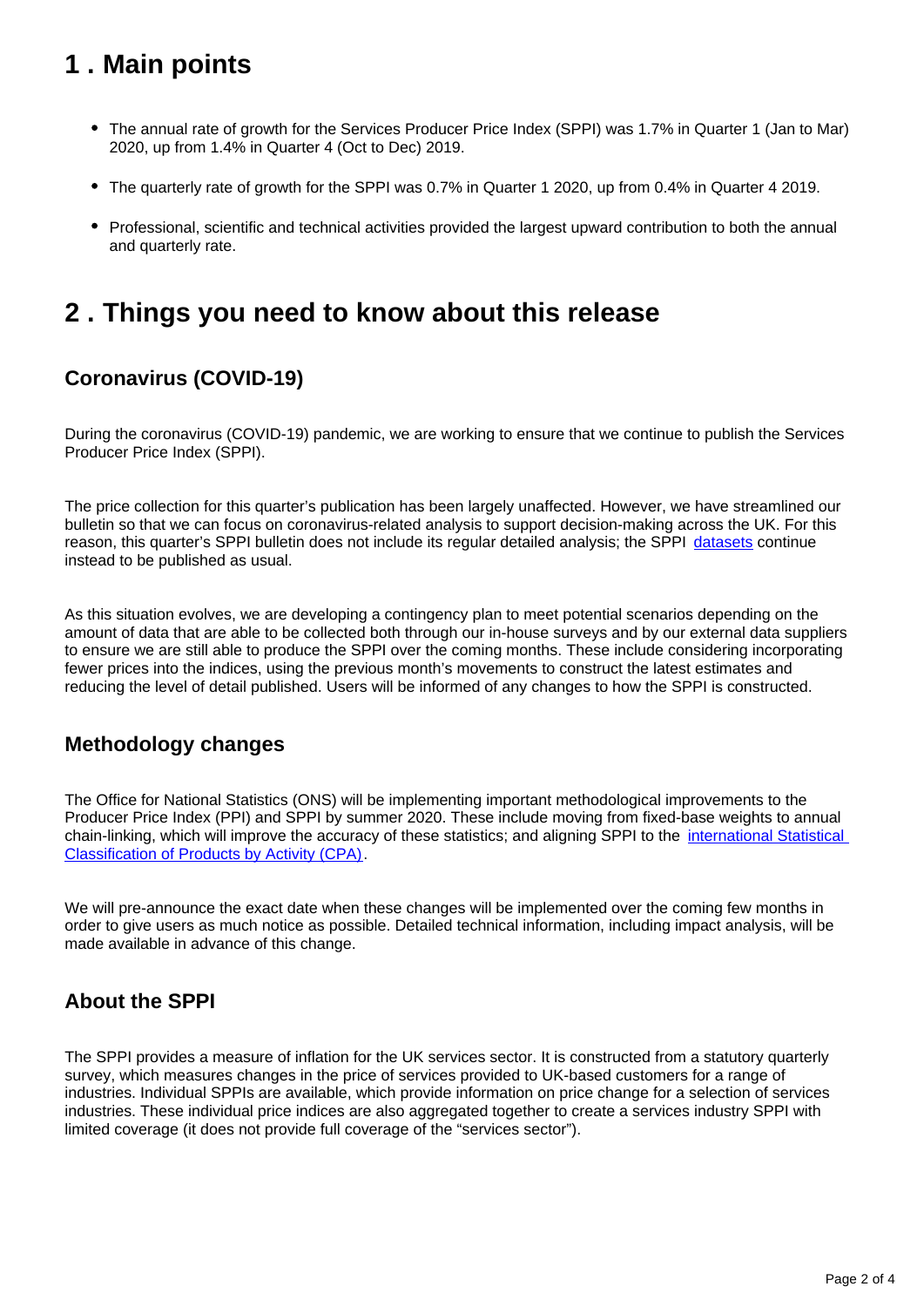## 1 . Main points

- The annual rate of growth for the Services Producer Price Index (SPPI) was 1.7% in Quarter 1 (Jan to Mar) 2020, up from 1.4% in Quarter 4 (Oct to Dec) 2019.
- The quarterly rate of growth for the SPPI was 0.7% in Quarter 1 2020, up from 0.4% in Quarter 4 2019.
- Professional, scientific and technical activities provided the largest upward contribution to both the annual and quarterly rate.

## 2 . Things you need to know about this release

### Coronavirus (COVID-19)

During the coronavirus (COVID-19) pandemic, we are working to ensure that we continue to publish the Services Producer Price Index (SPPI).

The price collection for this quarter's publication has been largely unaffected. However, we have streamlined our bulletin so that we can focus on coronavirus-related analysis to support decision-making across the UK. For this reason, this quarter's SPPI bulletin does not include its regular detailed analysis; the SPPI datasets continue instead to be published as usual.

As this situation evolves, we are developing a contingency plan to meet potential scenarios depending on the amount of data that are able to be collected both through our in-house surveys and by our external data suppliers to ensure we are still able to produce the SPPI over the coming months. These include considering incorporating fewer prices into the indices, using the previous month's movements to construct the latest estimates and reducing the level of detail published. Users will be informed of any changes to how the SPPI is constructed.

### Methodology changes

The Office for National Statistics (ONS) will be implementing important methodological improvements to the Producer Price Index (PPI) and SPPI by summer 2020. These include moving from fixed-base weights to annual chain-linking, which will improve the accuracy of these statistics; and aligning SPPI to the international Statistical Classification of Products by Activity (CPA).

We will pre-announce the exact date when these changes will be implemented over the coming few months in order to give users as much notice as possible. Detailed technical information, including impact analysis, will be made available in advance of this change.

### About the SPPI

The SPPI provides a measure of inflation for the UK services sector. It is constructed from a statutory quarterly survey, which measures changes in the price of services provided to UK-based customers for a range of industries. Individual SPPIs are available, which provide information on price change for a selection of services industries. These individual price indices are also aggregated together to create a services industry SPPI with limited coverage (it does not provide full coverage of the "services sector").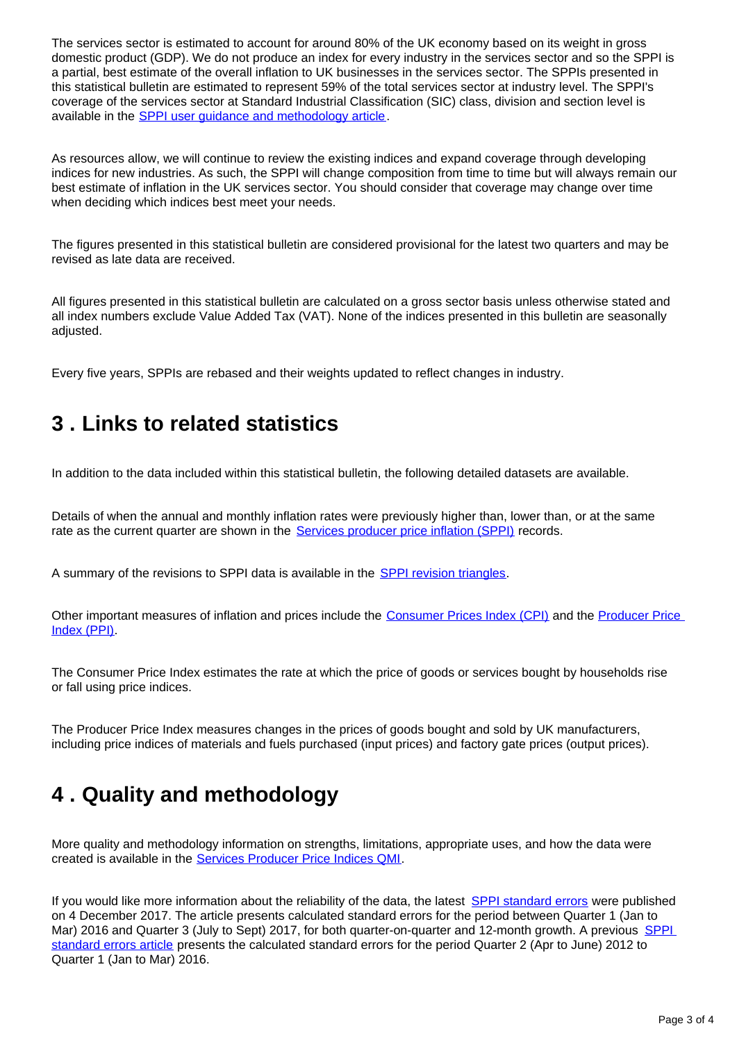The services sector is estimated to account for around 80% of the UK economy based on its weight in gross domestic product (GDP). We do not produce an index for every industry in the services sector and so the SPPI is a partial, best estimate of the overall inflation to UK businesses in the services sector. The SPPIs presented in this statistical bulletin are estimated to represent 59% of the total services sector at industry level. The SPPI's coverage of the services sector at Standard Industrial Classification (SIC) class, division and section level is available in the SPPI user guidance and methodology article.

As resources allow, we will continue to review the existing indices and expand coverage through developing indices for new industries. As such, the SPPI will change composition from time to time but will always remain our best estimate of inflation in the UK services sector. You should consider that coverage may change over time when deciding which indices best meet your needs.

The figures presented in this statistical bulletin are considered provisional for the latest two quarters and may be revised as late data are received.

All figures presented in this statistical bulletin are calculated on a gross sector basis unless otherwise stated and all index numbers exclude Value Added Tax (VAT). None of the indices presented in this bulletin are seasonally adjusted.

Every five years, SPPIs are rebased and their weights updated to reflect changes in industry.

## 3 . Links to related statistics

In addition to the data included within this statistical bulletin, the following detailed datasets are available.

Details of when the annual and monthly inflation rates were previously higher than, lower than, or at the same rate as the current quarter are shown in the Services producer price inflation (SPPI) records.

A summary of the revisions to SPPI data is available in the SPPI revision triangles.

Other important measures of inflation and prices include the Consumer Prices Index (CPI) and the Producer Price Index (PPI).

The Consumer Price Index estimates the rate at which the price of goods or services bought by households rise or fall using price indices.

The Producer Price Index measures changes in the prices of goods bought and sold by UK manufacturers, including price indices of materials and fuels purchased (input prices) and factory gate prices (output prices).

## 4 . Quality and methodology

More quality and methodology information on strengths, limitations, appropriate uses, and how the data were created is available in the Services Producer Price Indices QMI.

If you would like more information about the reliability of the data, the latest SPPI standard errors were published on 4 December 2017. The article presents calculated standard errors for the period between Quarter 1 (Jan to Mar) 2016 and Quarter 3 (July to Sept) 2017, for both quarter-on-quarter and 12-month growth. A previous SPPI standard errors article presents the calculated standard errors for the period Quarter 2 (Apr to June) 2012 to Quarter 1 (Jan to Mar) 2016.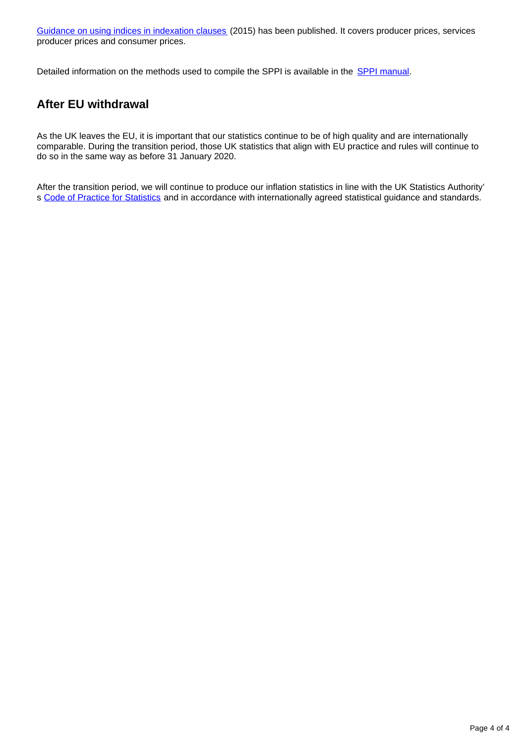Guidance on using indices in indexation clauses (2015) has been published. It covers producer prices, services producer prices and consumer prices.

Detailed information on the methods used to compile the SPPI is available in the SPPI manual.

## After EU withdrawal

As the UK leaves the EU, it is important that our statistics continue to be of high quality and are internationally comparable. During the transition period, those UK statistics that align with EU practice and rules will continue to do so in the same way as before 31 January 2020.

After the transition period, we will continue to produce our inflation statistics in line with the UK Statistics Authority's Code of Practice for Statistics and in accordance with internationally agreed statistical guidance and standards.